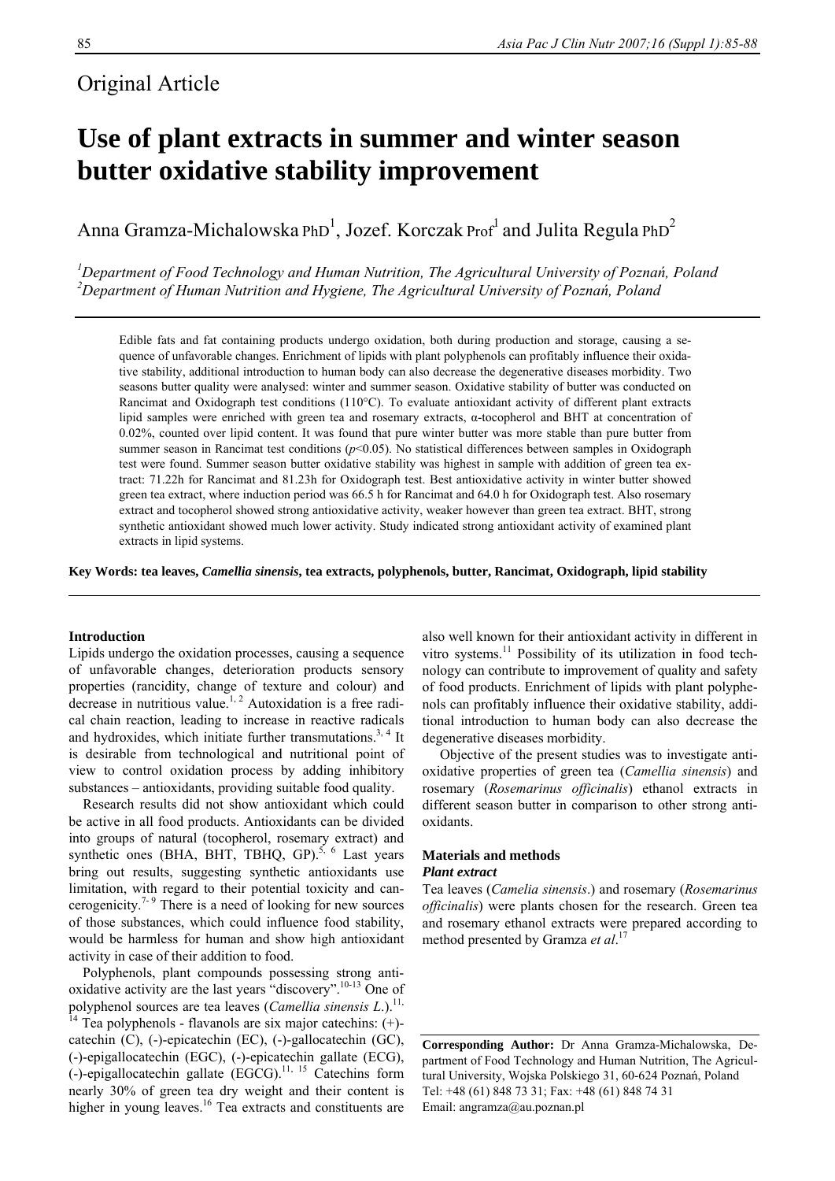Original Article

# Use of plant extracts in summer and winter season butter oxidative stability improvement

Anna Gramza-Michalowska PhD[1], Jozef. Korczak Prof[1] and Julita Regula PhD[2]

[1]*Department of Food Technology and Human Nutrition, The Agricultural University of Poznań, Poland*
[2]*Department of Human Nutrition and Hygiene, The Agricultural University of Poznań, Poland*

Edible fats and fat containing products undergo oxidation, both during production and storage, causing a sequence of unfavorable changes. Enrichment of lipids with plant polyphenols can profitably influence their oxidative stability, additional introduction to human body can also decrease the degenerative diseases morbidity. Two seasons butter quality were analysed: winter and summer season. Oxidative stability of butter was conducted on Rancimat and Oxidograph test conditions (110°C). To evaluate antioxidant activity of different plant extracts lipid samples were enriched with green tea and rosemary extracts, α-tocopherol and BHT at concentration of 0.02%, counted over lipid content. It was found that pure winter butter was more stable than pure butter from summer season in Rancimat test conditions ($p<0.05$). No statistical differences between samples in Oxidograph test were found. Summer season butter oxidative stability was highest in sample with addition of green tea extract: 71.22h for Rancimat and 81.23h for Oxidograph test. Best antioxidative activity in winter butter showed green tea extract, where induction period was 66.5 h for Rancimat and 64.0 h for Oxidograph test. Also rosemary extract and tocopherol showed strong antioxidative activity, weaker however than green tea extract. BHT, strong synthetic antioxidant showed much lower activity. Study indicated strong antioxidant activity of examined plant extracts in lipid systems.

**Key Words: tea leaves, *Camellia sinensis*, tea extracts, polyphenols, butter, Rancimat, Oxidograph, lipid stability**

## Introduction

Lipids undergo the oxidation processes, causing a sequence of unfavorable changes, deterioration products sensory properties (rancidity, change of texture and colour) and decrease in nutritious value.[1, 2] Autoxidation is a free radical chain reaction, leading to increase in reactive radicals and hydroxides, which initiate further transmutations.[3, 4] It is desirable from technological and nutritional point of view to control oxidation process by adding inhibitory substances – antioxidants, providing suitable food quality.

Research results did not show antioxidant which could be active in all food products. Antioxidants can be divided into groups of natural (tocopherol, rosemary extract) and synthetic ones (BHA, BHT, TBHQ, GP).[5, 6] Last years bring out results, suggesting synthetic antioxidants use limitation, with regard to their potential toxicity and cancerogenicity.[7-9] There is a need of looking for new sources of those substances, which could influence food stability, would be harmless for human and show high antioxidant activity in case of their addition to food.

Polyphenols, plant compounds possessing strong antioxidative activity are the last years "discovery".[10-13] One of polyphenol sources are tea leaves (*Camellia sinensis L.*).[11, 14] Tea polyphenols - flavanols are six major catechins: (+)-catechin (C), (-)-epicatechin (EC), (-)-gallocatechin (GC), (-)-epigallocatechin (EGC), (-)-epicatechin gallate (ECG), (-)-epigallocatechin gallate (EGCG).[11, 15] Catechins form nearly 30% of green tea dry weight and their content is higher in young leaves.[16] Tea extracts and constituents are also well known for their antioxidant activity in different in vitro systems.[11] Possibility of its utilization in food technology can contribute to improvement of quality and safety of food products. Enrichment of lipids with plant polyphenols can profitably influence their oxidative stability, additional introduction to human body can also decrease the degenerative diseases morbidity.

Objective of the present studies was to investigate antioxidative properties of green tea (*Camellia sinensis*) and rosemary (*Rosemarinus officinalis*) ethanol extracts in different season butter in comparison to other strong antioxidants.

## Materials and methods

### *Plant extract*

Tea leaves (*Camelia sinensis*.) and rosemary (*Rosemarinus officinalis*) were plants chosen for the research. Green tea and rosemary ethanol extracts were prepared according to method presented by Gramza *et al*.[17]

**Corresponding Author:** Dr Anna Gramza-Michalowska, Department of Food Technology and Human Nutrition, The Agricultural University, Wojska Polskiego 31, 60-624 Poznań, Poland
Tel: +48 (61) 848 73 31; Fax: +48 (61) 848 74 31
Email: angramza@au.poznan.pl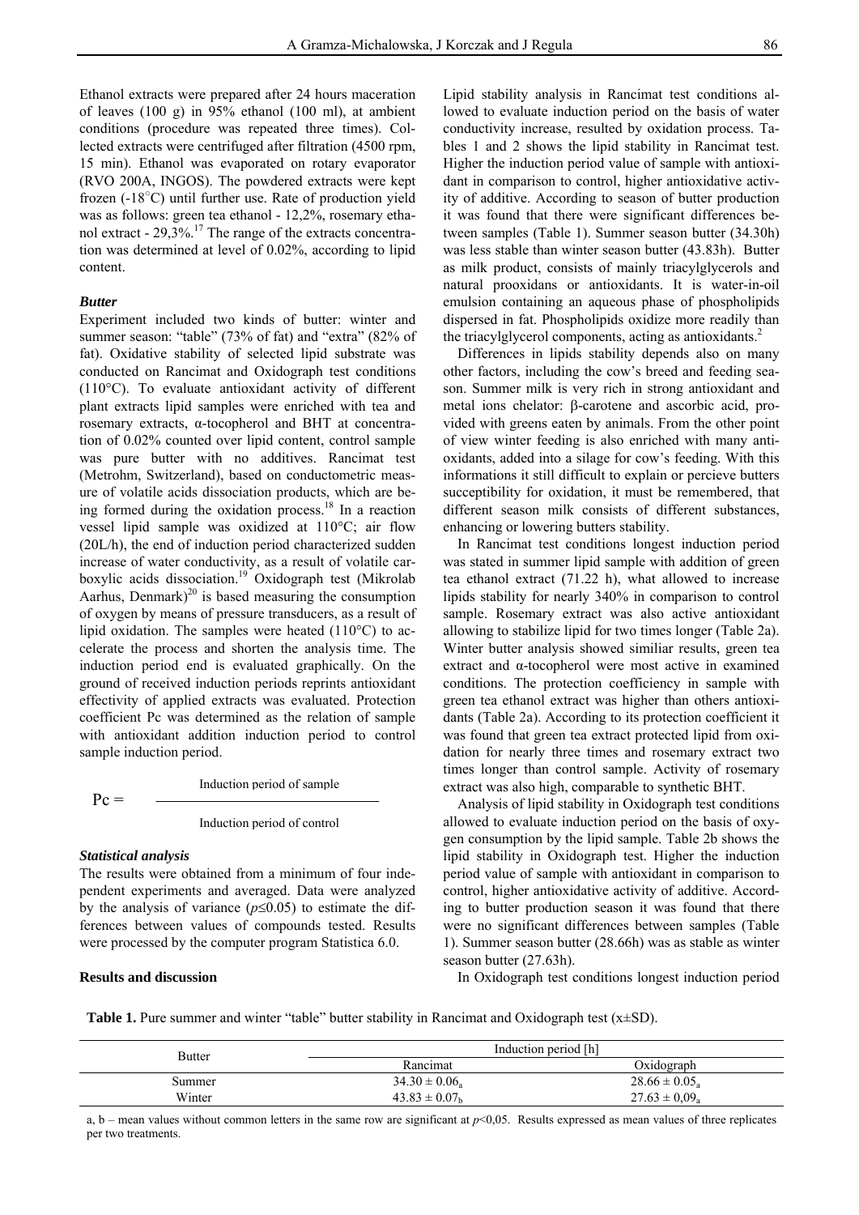Ethanol extracts were prepared after 24 hours maceration of leaves (100 g) in 95% ethanol (100 ml), at ambient conditions (procedure was repeated three times). Collected extracts were centrifuged after filtration (4500 rpm, 15 min). Ethanol was evaporated on rotary evaporator (RVO 200A, INGOS). The powdered extracts were kept frozen (-18°C) until further use. Rate of production yield was as follows: green tea ethanol - 12,2%, rosemary ethanol extract - 29,3%.[17] The range of the extracts concentration was determined at level of 0.02%, according to lipid content.

### *Butter*

Experiment included two kinds of butter: winter and summer season: "table" (73% of fat) and "extra" (82% of fat). Oxidative stability of selected lipid substrate was conducted on Rancimat and Oxidograph test conditions (110°C). To evaluate antioxidant activity of different plant extracts lipid samples were enriched with tea and rosemary extracts, α-tocopherol and BHT at concentration of 0.02% counted over lipid content, control sample was pure butter with no additives. Rancimat test (Metrohm, Switzerland), based on conductometric measure of volatile acids dissociation products, which are being formed during the oxidation process.[18] In a reaction vessel lipid sample was oxidized at 110°C; air flow (20L/h), the end of induction period characterized sudden increase of water conductivity, as a result of volatile carboxylic acids dissociation.[19] Oxidograph test (Mikrolab Aarhus, Denmark)[20] is based measuring the consumption of oxygen by means of pressure transducers, as a result of lipid oxidation. The samples were heated (110°C) to accelerate the process and shorten the analysis time. The induction period end is evaluated graphically. On the ground of received induction periods reprints antioxidant effectivity of applied extracts was evaluated. Protection coefficient Pc was determined as the relation of sample with antioxidant addition induction period to control sample induction period.

$$Pc = \frac{\text{Induction period of sample}}{\text{Induction period of control}}$$

### *Statistical analysis*

The results were obtained from a minimum of four independent experiments and averaged. Data were analyzed by the analysis of variance ($p \leq 0.05$) to estimate the differences between values of compounds tested. Results were processed by the computer program Statistica 6.0.

## Results and discussion

Lipid stability analysis in Rancimat test conditions allowed to evaluate induction period on the basis of water conductivity increase, resulted by oxidation process. Tables 1 and 2 shows the lipid stability in Rancimat test. Higher the induction period value of sample with antioxidant in comparison to control, higher antioxidative activity of additive. According to season of butter production it was found that there were significant differences between samples (Table 1). Summer season butter (34.30h) was less stable than winter season butter (43.83h). Butter as milk product, consists of mainly triacylglycerols and natural prooxidans or antioxidants. It is water-in-oil emulsion containing an aqueous phase of phospholipids dispersed in fat. Phospholipids oxidize more readily than the triacylglycerol components, acting as antioxidants.[2]

Differences in lipids stability depends also on many other factors, including the cow's breed and feeding season. Summer milk is very rich in strong antioxidant and metal ions chelator: β-carotene and ascorbic acid, provided with greens eaten by animals. From the other point of view winter feeding is also enriched with many antioxidants, added into a silage for cow's feeding. With this informations it still difficult to explain or percieve butters susceptibility for oxidation, it must be remembered, that different season milk consists of different substances, enhancing or lowering butters stability.

In Rancimat test conditions longest induction period was stated in summer lipid sample with addition of green tea ethanol extract (71.22 h), what allowed to increase lipids stability for nearly 340% in comparison to control sample. Rosemary extract was also active antioxidant allowing to stabilize lipid for two times longer (Table 2a). Winter butter analysis showed similiar results, green tea extract and α-tocopherol were most active in examined conditions. The protection coefficiency in sample with green tea ethanol extract was higher than others antioxidants (Table 2a). According to its protection coefficient it was found that green tea extract protected lipid from oxidation for nearly three times and rosemary extract two times longer than control sample. Activity of rosemary extract was also high, comparable to synthetic BHT.

Analysis of lipid stability in Oxidograph test conditions allowed to evaluate induction period on the basis of oxygen consumption by the lipid sample. Table 2b shows the lipid stability in Oxidograph test. Higher the induction period value of sample with antioxidant in comparison to control, higher antioxidative activity of additive. According to butter production season it was found that there were no significant differences between samples (Table 1). Summer season butter (28.66h) was as stable as winter season butter (27.63h).

In Oxidograph test conditions longest induction period

**Table 1.** Pure summer and winter "table" butter stability in Rancimat and Oxidograph test (x±SD).

| Butter | Induction period [h] | |
|---|---|---|
| | Rancimat | Oxidograph |
| Summer | $34.30 \pm 0.06_a$ | $28.66 \pm 0.05_a$ |
| Winter | $43.83 \pm 0.07_b$ | $27.63 \pm 0{,}09_a$ |

a, b – mean values without common letters in the same row are significant at $p<0{,}05$. Results expressed as mean values of three replicates per two treatments.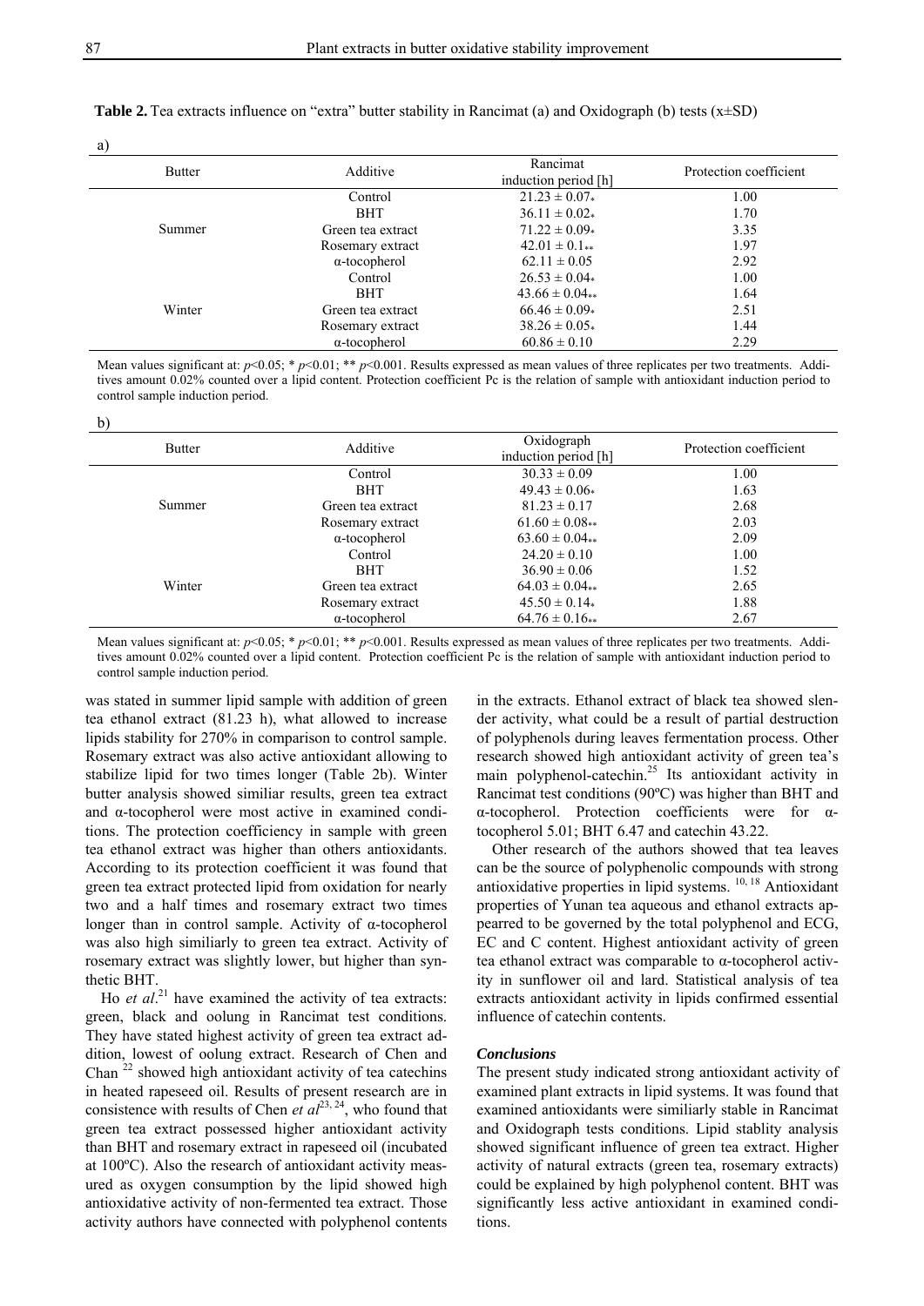**Table 2.** Tea extracts influence on "extra" butter stability in Rancimat (a) and Oxidograph (b) tests (x±SD)

a)

| Butter | Additive | Rancimat induction period [h] | Protection coefficient |
|---|---|---|---|
| Summer | Control | 21.23 ± 0.07* | 1.00 |
| | BHT | 36.11 ± 0.02* | 1.70 |
| | Green tea extract | 71.22 ± 0.09* | 3.35 |
| | Rosemary extract | 42.01 ± 0.1** | 1.97 |
| | α-tocopherol | 62.11 ± 0.05 | 2.92 |
| Winter | Control | 26.53 ± 0.04* | 1.00 |
| | BHT | 43.66 ± 0.04** | 1.64 |
| | Green tea extract | 66.46 ± 0.09* | 2.51 |
| | Rosemary extract | 38.26 ± 0.05* | 1.44 |
| | α-tocopherol | 60.86 ± 0.10 | 2.29 |

Mean values significant at: $p<0.05$; * $p<0.01$; ** $p<0.001$. Results expressed as mean values of three replicates per two treatments. Additives amount 0.02% counted over a lipid content. Protection coefficient Pc is the relation of sample with antioxidant induction period to control sample induction period.

b)

| Butter | Additive | Oxidograph induction period [h] | Protection coefficient |
|---|---|---|---|
| Summer | Control | 30.33 ± 0.09 | 1.00 |
| | BHT | 49.43 ± 0.06* | 1.63 |
| | Green tea extract | 81.23 ± 0.17 | 2.68 |
| | Rosemary extract | 61.60 ± 0.08** | 2.03 |
| | α-tocopherol | 63.60 ± 0.04** | 2.09 |
| Winter | Control | 24.20 ± 0.10 | 1.00 |
| | BHT | 36.90 ± 0.06 | 1.52 |
| | Green tea extract | 64.03 ± 0.04** | 2.65 |
| | Rosemary extract | 45.50 ± 0.14* | 1.88 |
| | α-tocopherol | 64.76 ± 0.16** | 2.67 |

Mean values significant at: $p<0.05$; * $p<0.01$; ** $p<0.001$. Results expressed as mean values of three replicates per two treatments. Additives amount 0.02% counted over a lipid content. Protection coefficient Pc is the relation of sample with antioxidant induction period to control sample induction period.

was stated in summer lipid sample with addition of green tea ethanol extract (81.23 h), what allowed to increase lipids stability for 270% in comparison to control sample. Rosemary extract was also active antioxidant allowing to stabilize lipid for two times longer (Table 2b). Winter butter analysis showed similiar results, green tea extract and α-tocopherol were most active in examined conditions. The protection coefficiency in sample with green tea ethanol extract was higher than others antioxidants. According to its protection coefficient it was found that green tea extract protected lipid from oxidation for nearly two and a half times and rosemary extract two times longer than in control sample. Activity of α-tocopherol was also high similiarly to green tea extract. Activity of rosemary extract was slightly lower, but higher than synthetic BHT.

Ho *et al*.[21] have examined the activity of tea extracts: green, black and oolung in Rancimat test conditions. They have stated highest activity of green tea extract addition, lowest of oolung extract. Research of Chen and Chan [22] showed high antioxidant activity of tea catechins in heated rapeseed oil. Results of present research are in consistence with results of Chen *et al*[23, 24], who found that green tea extract possessed higher antioxidant activity than BHT and rosemary extract in rapeseed oil (incubated at 100ºC). Also the research of antioxidant activity measured as oxygen consumption by the lipid showed high antioxidative activity of non-fermented tea extract. Those activity authors have connected with polyphenol contents in the extracts. Ethanol extract of black tea showed slender activity, what could be a result of partial destruction of polyphenols during leaves fermentation process. Other research showed high antioxidant activity of green tea's main polyphenol-catechin.[25] Its antioxidant activity in Rancimat test conditions (90ºC) was higher than BHT and α-tocopherol. Protection coefficients were for α-tocopherol 5.01; BHT 6.47 and catechin 43.22.

Other research of the authors showed that tea leaves can be the source of polyphenolic compounds with strong antioxidative properties in lipid systems. [10, 18] Antioxidant properties of Yunan tea aqueous and ethanol extracts appearred to be governed by the total polyphenol and ECG, EC and C content. Highest antioxidant activity of green tea ethanol extract was comparable to α-tocopherol activity in sunflower oil and lard. Statistical analysis of tea extracts antioxidant activity in lipids confirmed essential influence of catechin contents.

### *Conclusions*

The present study indicated strong antioxidant activity of examined plant extracts in lipid systems. It was found that examined antioxidants were similiarly stable in Rancimat and Oxidograph tests conditions. Lipid stablity analysis showed significant influence of green tea extract. Higher activity of natural extracts (green tea, rosemary extracts) could be explained by high polyphenol content. BHT was significantly less active antioxidant in examined conditions.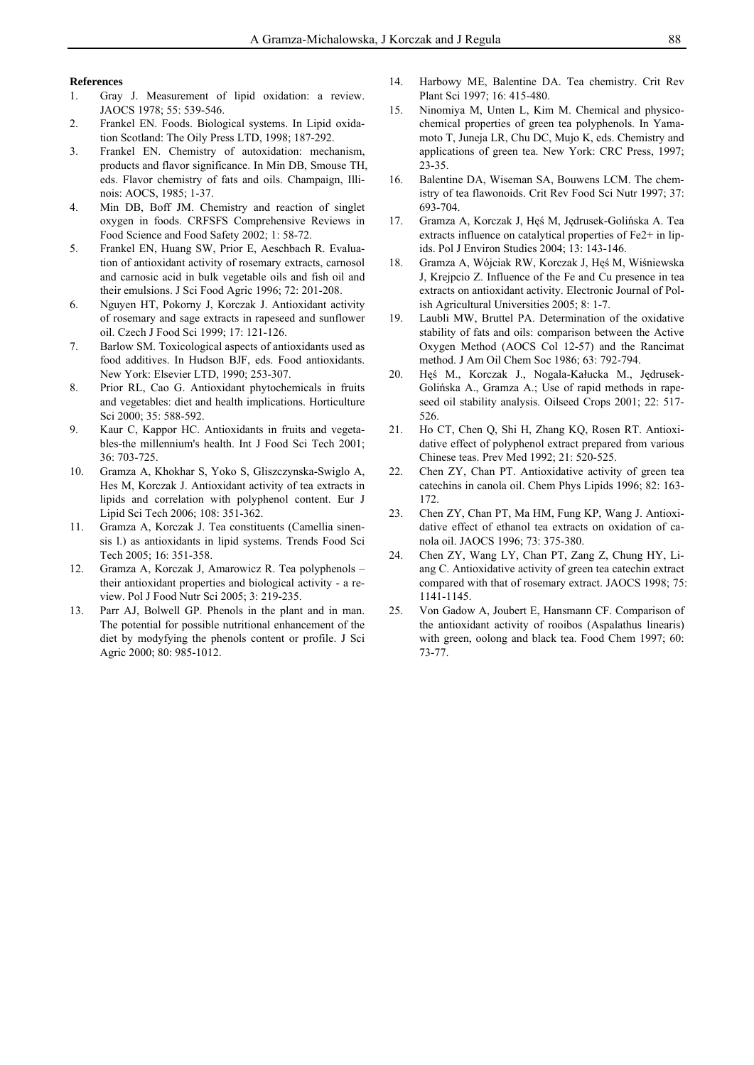**References**

1. Gray J. Measurement of lipid oxidation: a review. JAOCS 1978; 55: 539-546.
2. Frankel EN. Foods. Biological systems. In Lipid oxidation Scotland: The Oily Press LTD, 1998; 187-292.
3. Frankel EN. Chemistry of autoxidation: mechanism, products and flavor significance. In Min DB, Smouse TH, eds. Flavor chemistry of fats and oils. Champaign, Illinois: AOCS, 1985; 1-37.
4. Min DB, Boff JM. Chemistry and reaction of singlet oxygen in foods. CRFSFS Comprehensive Reviews in Food Science and Food Safety 2002; 1: 58-72.
5. Frankel EN, Huang SW, Prior E, Aeschbach R. Evaluation of antioxidant activity of rosemary extracts, carnosol and carnosic acid in bulk vegetable oils and fish oil and their emulsions. J Sci Food Agric 1996; 72: 201-208.
6. Nguyen HT, Pokorny J, Korczak J. Antioxidant activity of rosemary and sage extracts in rapeseed and sunflower oil. Czech J Food Sci 1999; 17: 121-126.
7. Barlow SM. Toxicological aspects of antioxidants used as food additives. In Hudson BJF, eds. Food antioxidants. New York: Elsevier LTD, 1990; 253-307.
8. Prior RL, Cao G. Antioxidant phytochemicals in fruits and vegetables: diet and health implications. Horticulture Sci 2000; 35: 588-592.
9. Kaur C, Kappor HC. Antioxidants in fruits and vegetables-the millennium's health. Int J Food Sci Tech 2001; 36: 703-725.
10. Gramza A, Khokhar S, Yoko S, Gliszczynska-Swiglo A, Hes M, Korczak J. Antioxidant activity of tea extracts in lipids and correlation with polyphenol content. Eur J Lipid Sci Tech 2006; 108: 351-362.
11. Gramza A, Korczak J. Tea constituents (Camellia sinensis l.) as antioxidants in lipid systems. Trends Food Sci Tech 2005; 16: 351-358.
12. Gramza A, Korczak J, Amarowicz R. Tea polyphenols – their antioxidant properties and biological activity - a review. Pol J Food Nutr Sci 2005; 3: 219-235.
13. Parr AJ, Bolwell GP. Phenols in the plant and in man. The potential for possible nutritional enhancement of the diet by modyfying the phenols content or profile. J Sci Agric 2000; 80: 985-1012.
14. Harbowy ME, Balentine DA. Tea chemistry. Crit Rev Plant Sci 1997; 16: 415-480.
15. Ninomiya M, Unten L, Kim M. Chemical and physicochemical properties of green tea polyphenols. In Yamamoto T, Juneja LR, Chu DC, Mujo K, eds. Chemistry and applications of green tea. New York: CRC Press, 1997; 23-35.
16. Balentine DA, Wiseman SA, Bouwens LCM. The chemistry of tea flawonoids. Crit Rev Food Sci Nutr 1997; 37: 693-704.
17. Gramza A, Korczak J, Hęś M, Jędrusek-Golińska A. Tea extracts influence on catalytical properties of Fe2+ in lipids. Pol J Environ Studies 2004; 13: 143-146.
18. Gramza A, Wójciak RW, Korczak J, Hęś M, Wiśniewska J, Krejpcio Z. Influence of the Fe and Cu presence in tea extracts on antioxidant activity. Electronic Journal of Polish Agricultural Universities 2005; 8: 1-7.
19. Laubli MW, Bruttel PA. Determination of the oxidative stability of fats and oils: comparison between the Active Oxygen Method (AOCS Col 12-57) and the Rancimat method. J Am Oil Chem Soc 1986; 63: 792-794.
20. Hęś M., Korczak J., Nogala-Kałucka M., Jędrusek-Golińska A., Gramza A.; Use of rapid methods in rapeseed oil stability analysis. Oilseed Crops 2001; 22: 517-526.
21. Ho CT, Chen Q, Shi H, Zhang KQ, Rosen RT. Antioxidative effect of polyphenol extract prepared from various Chinese teas. Prev Med 1992; 21: 520-525.
22. Chen ZY, Chan PT. Antioxidative activity of green tea catechins in canola oil. Chem Phys Lipids 1996; 82: 163-172.
23. Chen ZY, Chan PT, Ma HM, Fung KP, Wang J. Antioxidative effect of ethanol tea extracts on oxidation of canola oil. JAOCS 1996; 73: 375-380.
24. Chen ZY, Wang LY, Chan PT, Zang Z, Chung HY, Liang C. Antioxidative activity of green tea catechin extract compared with that of rosemary extract. JAOCS 1998; 75: 1141-1145.
25. Von Gadow A, Joubert E, Hansmann CF. Comparison of the antioxidant activity of rooibos (Aspalathus linearis) with green, oolong and black tea. Food Chem 1997; 60: 73-77.